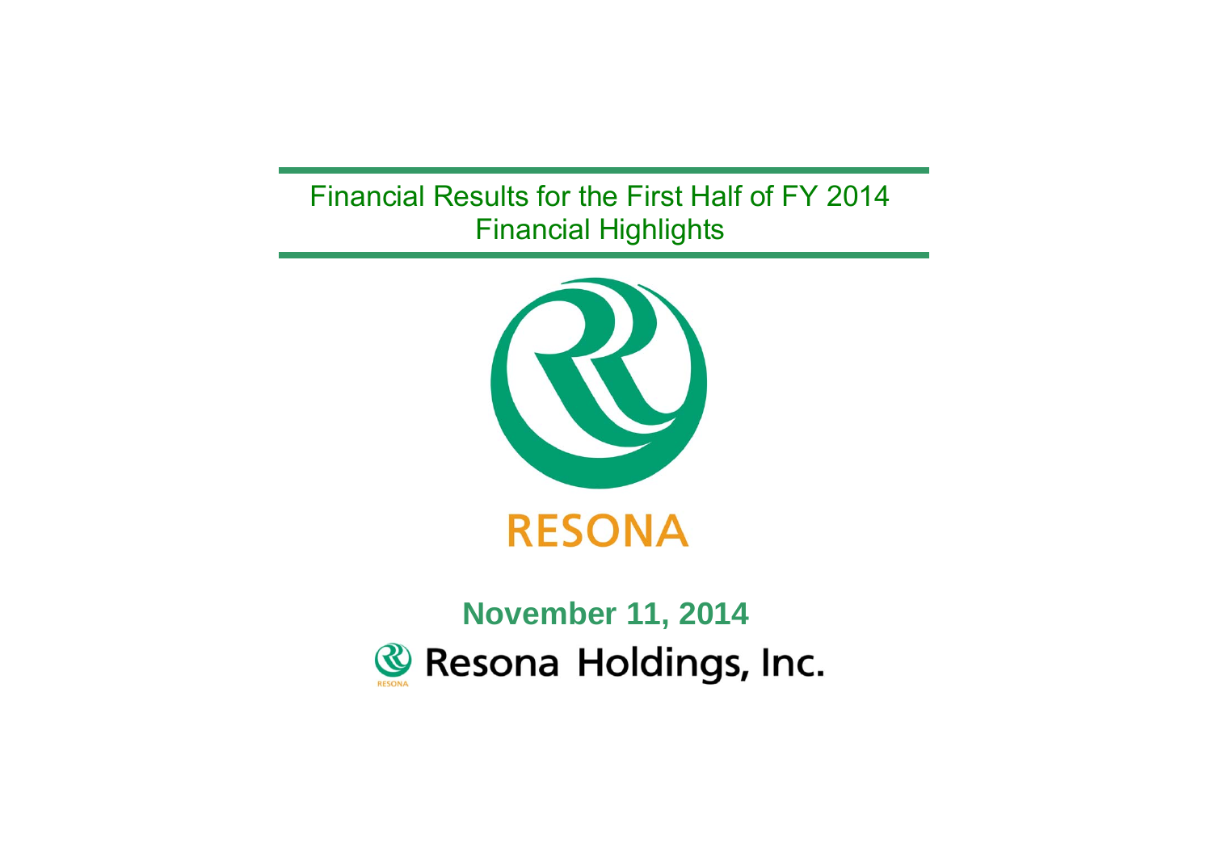# Financial Results for the First Half of FY 2014
## Financial Highlights

RESONA

**November 11, 2014**

Resona Holdings, Inc.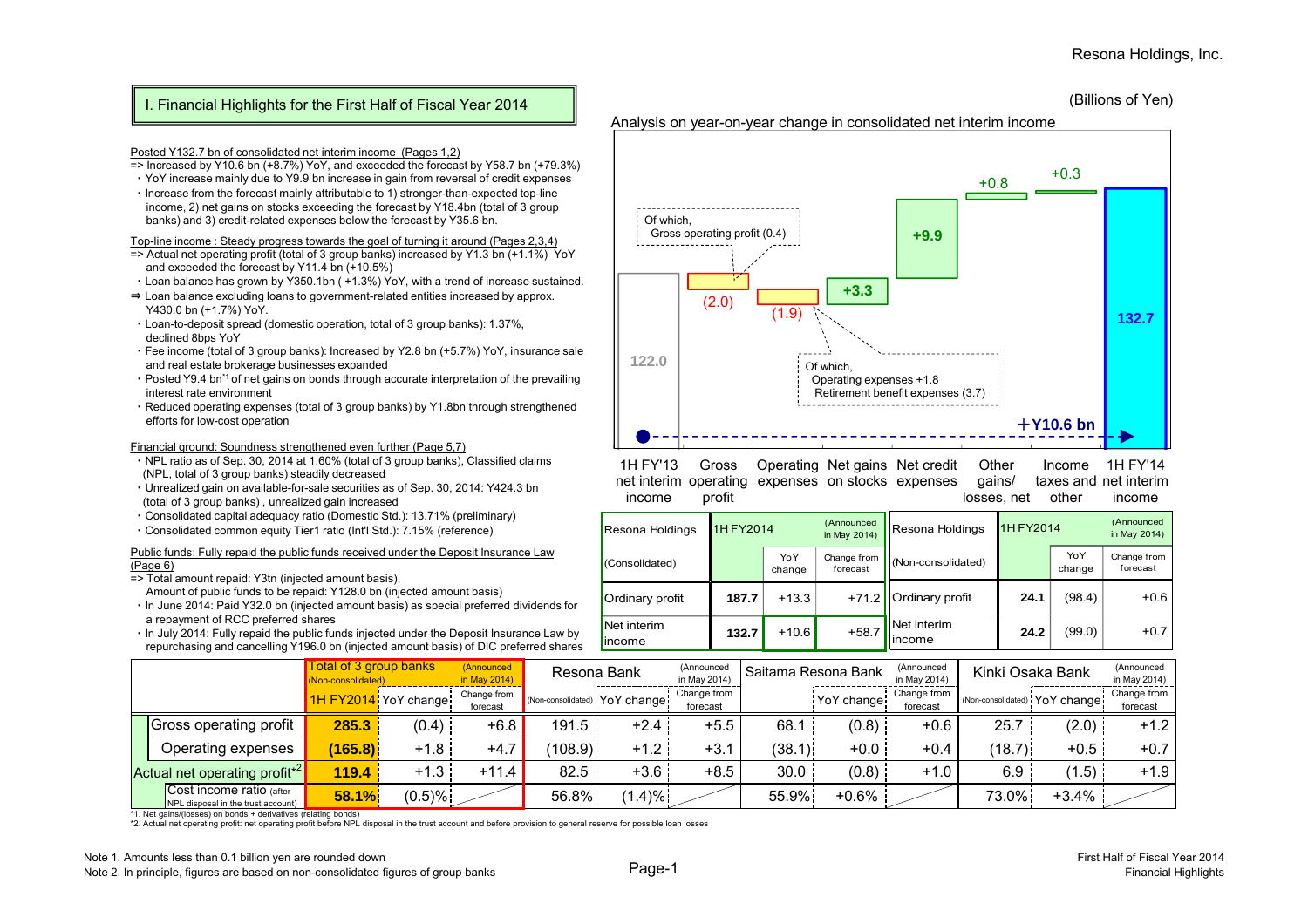Resona Holdings, Inc.

## I. Financial Highlights for the First Half of Fiscal Year 2014

(Billions of Yen)

**Posted Y132.7 bn of consolidated net interim income (Pages 1,2)**

=> Increased by Y10.6 bn (+8.7%) YoY, and exceeded the forecast by Y58.7 bn (+79.3%)

- YoY increase mainly due to Y9.9 bn increase in gain from reversal of credit expenses
- Increase from the forecast mainly attributable to 1) stronger-than-expected top-line income, 2) net gains on stocks exceeding the forecast by Y18.4bn (total of 3 group banks) and 3) credit-related expenses below the forecast by Y35.6 bn.

**Top-line income : Steady progress towards the goal of turning it around (Pages 2,3,4)**

=> Actual net operating profit (total of 3 group banks) increased by Y1.3 bn (+1.1%) YoY and exceeded the forecast by Y11.4 bn (+10.5%)

- Loan balance has grown by Y350.1bn ( +1.3%) YoY, with a trend of increase sustained.

⇒ Loan balance excluding loans to government-related entities increased by approx. Y430.0 bn (+1.7%) YoY.

- Loan-to-deposit spread (domestic operation, total of 3 group banks): 1.37%, declined 8bps YoY
- Fee income (total of 3 group banks): Increased by Y2.8 bn (+5.7%) YoY, insurance sale and real estate brokerage businesses expanded
- Posted Y9.4 bn[*1] of net gains on bonds through accurate interpretation of the prevailing interest rate environment
- Reduced operating expenses (total of 3 group banks) by Y1.8bn through strengthened efforts for low-cost operation

**Financial ground: Soundness strengthened even further (Page 5,7)**

- NPL ratio as of Sep. 30, 2014 at 1.60% (total of 3 group banks), Classified claims (NPL, total of 3 group banks) steadily decreased
- Unrealized gain on available-for-sale securities as of Sep. 30, 2014: Y424.3 bn (total of 3 group banks) , unrealized gain increased
- Consolidated capital adequacy ratio (Domestic Std.): 13.71% (preliminary)
- Consolidated common equity Tier1 ratio (Int'l Std.): 7.15% (reference)

**Public funds: Fully repaid the public funds received under the Deposit Insurance Law (Page 6)**

=> Total amount repaid: Y3tn (injected amount basis), Amount of public funds to be repaid: Y128.0 bn (injected amount basis)

- In June 2014: Paid Y32.0 bn (injected amount basis) as special preferred dividends for a repayment of RCC preferred shares
- In July 2014: Fully repaid the public funds injected under the Deposit Insurance Law by repurchasing and cancelling Y196.0 bn (injected amount basis) of DIC preferred shares

### Analysis on year-on-year change in consolidated net interim income

| Item | Amount |
|---|---|
| 1H FY'13 net interim income | 122.0 |
| Gross operating profit | (2.0) |
| Operating expenses | (1.9) |
| Net gains on stocks | +3.3 |
| Net credit expenses | +9.9 |
| Other gains/ losses, net | +0.8 |
| Income taxes and other | +0.3 |
| 1H FY'14 net interim income | 132.7 |

Of which, Gross operating profit (0.4)

Of which, Operating expenses +1.8, Retirement benefit expenses (3.7)

+Y10.6 bn

| Resona Holdings (Consolidated) | 1H FY2014 | YoY change | Change from forecast (Announced in May 2014) |
|---|---|---|---|
| Ordinary profit | 187.7 | +13.3 | +71.2 |
| Net interim income | 132.7 | +10.6 | +58.7 |

| Resona Holdings (Non-consolidated) | 1H FY2014 | YoY change | Change from forecast (Announced in May 2014) |
|---|---|---|---|
| Ordinary profit | 24.1 | (98.4) | +0.6 |
| Net interim income | 24.2 | (99.0) | +0.7 |

| | Total of 3 group banks (Non-consolidated) 1H FY2014 | YoY change | Change from forecast (Announced in May 2014) | Resona Bank (Non-consolidated) | YoY change | Change from forecast (Announced in May 2014) | Saitama Resona Bank | YoY change | Change from forecast (Announced in May 2014) | Kinki Osaka Bank (Non-consolidated) | YoY change | Change from forecast (Announced in May 2014) |
|---|---|---|---|---|---|---|---|---|---|---|---|---|
| Gross operating profit | 285.3 | (0.4) | +6.8 | 191.5 | +2.4 | +5.5 | 68.1 | (0.8) | +0.6 | 25.7 | (2.0) | +1.2 |
| Operating expenses | (165.8) | +1.8 | +4.7 | (108.9) | +1.2 | +3.1 | (38.1) | +0.0 | +0.4 | (18.7) | +0.5 | +0.7 |
| Actual net operating profit[*2] | 119.4 | +1.3 | +11.4 | 82.5 | +3.6 | +8.5 | 30.0 | (0.8) | +1.0 | 6.9 | (1.5) | +1.9 |
| Cost income ratio (after NPL disposal in the trust account) | 58.1% | (0.5)% | | 56.8% | (1.4)% | | 55.9% | +0.6% | | 73.0% | +3.4% | |

*1. Net gains/(losses) on bonds + derivatives (relating bonds)

*2. Actual net operating profit: net operating profit before NPL disposal in the trust account and before provision to general reserve for possible loan losses

Note 1. Amounts less than 0.1 billion yen are rounded down

Note 2. In principle, figures are based on non-consolidated figures of group banks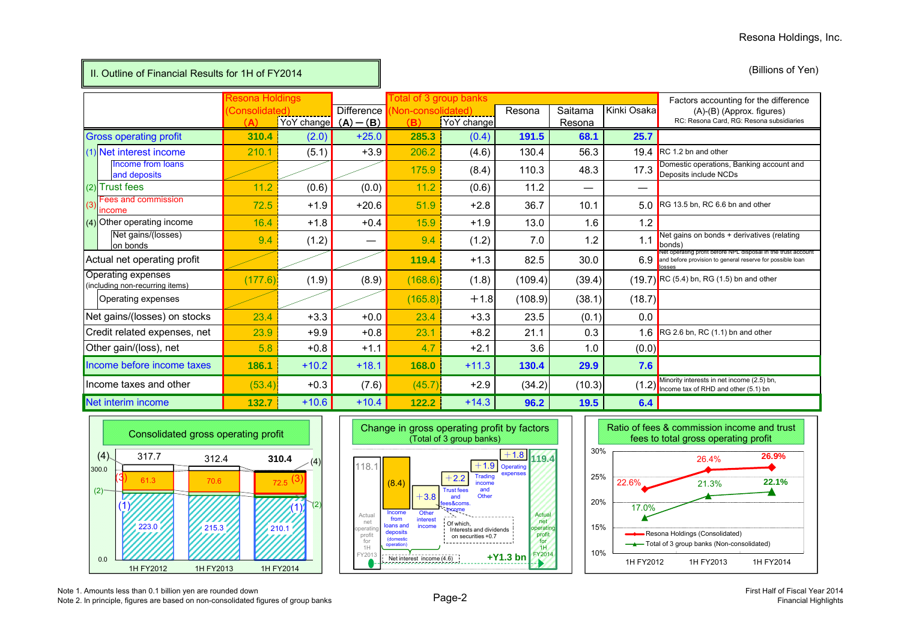## II. Outline of Financial Results for 1H of FY2014

(Billions of Yen)

| | Resona Holdings (Consolidated) (A) | YoY change | Difference (A)−(B) | Total of 3 group banks (Non-consolidated) (B) | YoY change | Resona | Saitama Resona | Kinki Osaka | Factors accounting for the difference (A)-(B) (Approx. figures) RC: Resona Card, RG: Resona subsidiaries |
|---|---|---|---|---|---|---|---|---|---|
| Gross operating profit | 310.4 | (2.0) | +25.0 | 285.3 | (0.4) | 191.5 | 68.1 | 25.7 | |
| (1) Net interest income | 210.1 | (5.1) | +3.9 | 206.2 | (4.6) | 130.4 | 56.3 | 19.4 | RC 1.2 bn and other |
| Income from loans and deposits | | | | 175.9 | (8.4) | 110.3 | 48.3 | 17.3 | Domestic operations, Banking account and Deposits include NCDs |
| (2) Trust fees | 11.2 | (0.6) | (0.0) | 11.2 | (0.6) | 11.2 | — | — | |
| (3) Fees and commission income | 72.5 | +1.9 | +20.6 | 51.9 | +2.8 | 36.7 | 10.1 | 5.0 | RG 13.5 bn, RC 6.6 bn and other |
| (4) Other operating income | 16.4 | +1.8 | +0.4 | 15.9 | +1.9 | 13.0 | 1.6 | 1.2 | |
| Net gains/(losses) on bonds | 9.4 | (1.2) | — | 9.4 | (1.2) | 7.0 | 1.2 | 1.1 | Net gains on bonds + derivatives (relating bonds) |
| Actual net operating profit | | | | 119.4 | +1.3 | 82.5 | 30.0 | 6.9 | Net operating profit before NPL disposal in the trust account and before provision to general reserve for possible loan losses |
| Operating expenses (including non-recurring items) | (177.6) | (1.9) | (8.9) | (168.6) | (1.8) | (109.4) | (39.4) | (19.7) | RC (5.4) bn, RG (1.5) bn and other |
| Operating expenses | | | | (165.8) | +1.8 | (108.9) | (38.1) | (18.7) | |
| Net gains/(losses) on stocks | 23.4 | +3.3 | +0.0 | 23.4 | +3.3 | 23.5 | (0.1) | 0.0 | |
| Credit related expenses, net | 23.9 | +9.9 | +0.8 | 23.1 | +8.2 | 21.1 | 0.3 | 1.6 | RG 2.6 bn, RC (1.1) bn and other |
| Other gain/(loss), net | 5.8 | +0.8 | +1.1 | 4.7 | +2.1 | 3.6 | 1.0 | (0.0) | |
| Income before income taxes | 186.1 | +10.2 | +18.1 | 168.0 | +11.3 | 130.4 | 29.9 | 7.6 | |
| Income taxes and other | (53.4) | +0.3 | (7.6) | (45.7) | +2.9 | (34.2) | (10.3) | (1.2) | Minority interests in net income (2.5) bn, Income tax of RHD and other (5.1) bn |
| Net interim income | 132.7 | +10.6 | +10.4 | 122.2 | +14.3 | 96.2 | 19.5 | 6.4 | |

### Consolidated gross operating profit

| | 1H FY2012 | 1H FY2013 | 1H FY2014 |
|---|---|---|---|
| Total | 317.7 | 312.4 | 310.4 |
| (3) Fees and commission income | 61.3 | 70.6 | 72.5 |
| (1) Net interest income | 223.0 | 215.3 | 210.1 |

### Change in gross operating profit by factors (Total of 3 group banks)

- Actual net operating profit for 1H FY2013: 118.1
- Income from loans and deposits (domestic operation): (8.4)
- Other interest income: +3.8
- Trust fees and fees&coms. income: +2.2
- Trading income and Other: +1.9
- Operating expenses: +1.8
- Actual net operating profit for 1H FY2014: 119.4
- Net interest income (4.6); Of which, Interests and dividends on securities +0.7
- +¥1.3 bn

### Ratio of fees & commission income and trust fees to total gross operating profit

| | 1H FY2012 | 1H FY2013 | 1H FY2014 |
|---|---|---|---|
| Resona Holdings (Consolidated) | 22.6% | 26.4% | 26.9% |
| Total of 3 group banks (Non-consolidated) | 17.0% | 21.3% | 22.1% |

Note 1. Amounts less than 0.1 billion yen are rounded down
Note 2. In principle, figures are based on non-consolidated figures of group banks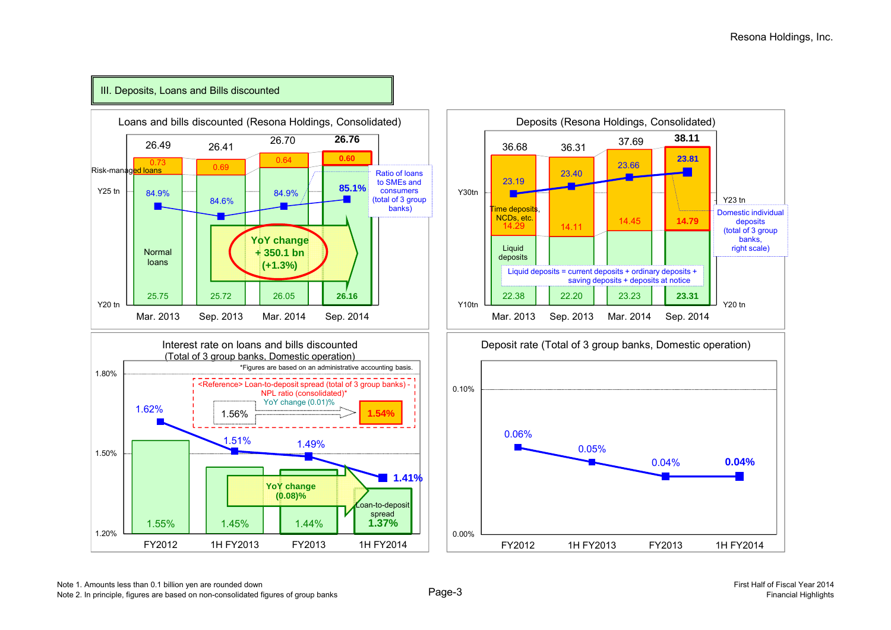## III. Deposits, Loans and Bills discounted

### Loans and bills discounted (Resona Holdings, Consolidated)

| | Mar. 2013 | Sep. 2013 | Mar. 2014 | Sep. 2014 |
|---|---|---|---|---|
| Total (Y tn) | 26.49 | 26.41 | 26.70 | **26.76** |
| Risk-managed loans | 0.73 | 0.69 | 0.64 | **0.60** |
| Normal loans | 25.75 | 25.72 | 26.05 | **26.16** |
| Ratio of loans to SMEs and consumers (total of 3 group banks) | 84.9% | 84.6% | 84.9% | **85.1%** |

YoY change + 350.1 bn (+1.3%)

### Deposits (Resona Holdings, Consolidated)

| | Mar. 2013 | Sep. 2013 | Mar. 2014 | Sep. 2014 |
|---|---|---|---|---|
| Total (Y tn) | 36.68 | 36.31 | 37.69 | **38.11** |
| Time deposits, NCDs, etc. | 14.29 | 14.11 | 14.45 | **14.79** |
| Liquid deposits | 22.38 | 22.20 | 23.23 | **23.31** |
| Domestic individual deposits (total of 3 group banks, right scale) | 23.19 | 23.40 | 23.66 | **23.81** |

Liquid deposits = current deposits + ordinary deposits + saving deposits + deposits at notice

### Interest rate on loans and bills discounted (Total of 3 group banks, Domestic operation)

*Figures are based on an administrative accounting basis.

| | FY2012 | 1H FY2013 | FY2013 | 1H FY2014 |
|---|---|---|---|---|
| Interest rate on loans and bills discounted | 1.62% | 1.51% | 1.49% | **1.41%** |
| Loan-to-deposit spread | 1.55% | 1.45% | 1.44% | **1.37%** |

YoY change (0.08)%

<Reference> Loan-to-deposit spread (total of 3 group banks) - NPL ratio (consolidated)*: 1.56% → 1.54% (YoY change (0.01)%)

### Deposit rate (Total of 3 group banks, Domestic operation)

| | FY2012 | 1H FY2013 | FY2013 | 1H FY2014 |
|---|---|---|---|---|
| Deposit rate | 0.06% | 0.05% | 0.04% | **0.04%** |

Note 1. Amounts less than 0.1 billion yen are rounded down
Note 2. In principle, figures are based on non-consolidated figures of group banks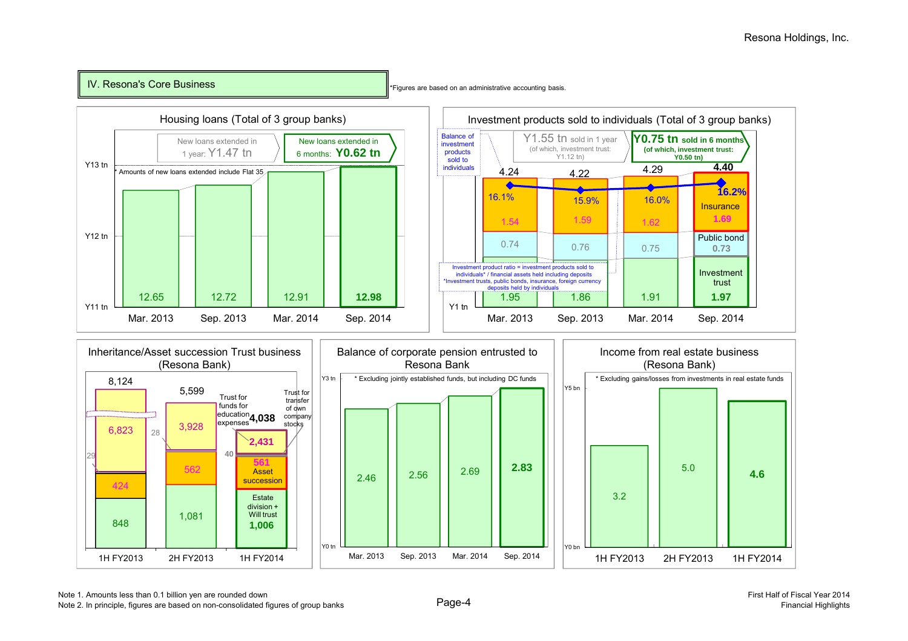## IV. Resona's Core Business

*Figures are based on an administrative accounting basis.

### Housing loans (Total of 3 group banks)

New loans extended in 1 year: Y1.47 tn

New loans extended in 6 months: **Y0.62 tn**

* Amounts of new loans extended include Flat 35

| | Mar. 2013 | Sep. 2013 | Mar. 2014 | Sep. 2014 |
|---|---|---|---|---|
| Housing loans (Y tn) | 12.65 | 12.72 | 12.91 | **12.98** |

### Investment products sold to individuals (Total of 3 group banks)

Y1.55 tn sold in 1 year (of which, investment trust: Y1.12 tn)

**Y0.75 tn sold in 6 months (of which, investment trust: Y0.50 tn)**

Balance of investment products sold to individuals

| | Mar. 2013 | Sep. 2013 | Mar. 2014 | Sep. 2014 |
|---|---|---|---|---|
| Total (Y tn) | 4.24 | 4.22 | 4.29 | **4.40** |
| Insurance | 1.54 | 1.59 | 1.62 | **1.69** |
| Public bond | 0.74 | 0.76 | 0.75 | **0.73** |
| Investment trust | 1.95 | 1.86 | 1.91 | **1.97** |
| Investment product ratio | 16.1% | 15.9% | 16.0% | **16.2%** |

Investment product ratio = investment products sold to individuals* / financial assets held including deposits

*Investment trusts, public bonds, insurance, foreign currency deposits held by individuals

### Inheritance/Asset succession Trust business (Resona Bank)

| | 1H FY2013 | 2H FY2013 | 1H FY2014 |
|---|---|---|---|
| Total | 8,124 | 5,599 | 4,038 |
| Trust for transfer of own company stocks | 29 | 28 | 40 |
| Trust for funds for education expenses | 6,823 | 3,928 | **2,431** |
| Asset succession | 424 | 562 | **561** |
| Estate division + Will trust | 848 | 1,081 | **1,006** |

### Balance of corporate pension entrusted to Resona Bank

* Excluding jointly established funds, but including DC funds

| | Mar. 2013 | Sep. 2013 | Mar. 2014 | Sep. 2014 |
|---|---|---|---|---|
| Balance (Y tn) | 2.46 | 2.56 | 2.69 | **2.83** |

### Income from real estate business (Resona Bank)

* Excluding gains/losses from investments in real estate funds

| | 1H FY2013 | 2H FY2013 | 1H FY2014 |
|---|---|---|---|
| Income (Y bn) | 3.2 | 5.0 | **4.6** |

Note 1. Amounts less than 0.1 billion yen are rounded down

Note 2. In principle, figures are based on non-consolidated figures of group banks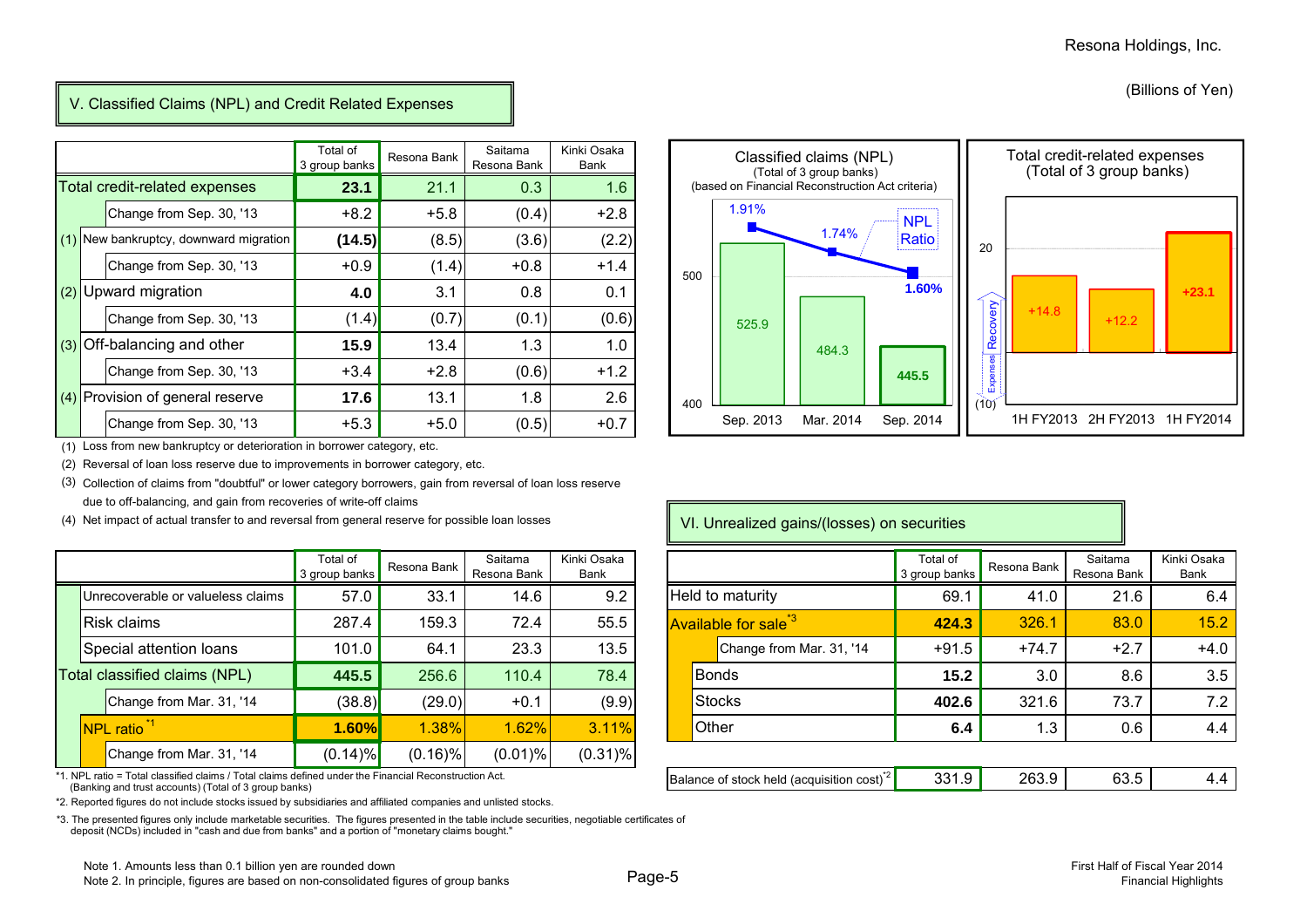(Billions of Yen)

## V. Classified Claims (NPL) and Credit Related Expenses

| | Total of 3 group banks | Resona Bank | Saitama Resona Bank | Kinki Osaka Bank |
|---|---|---|---|---|
| Total credit-related expenses | **23.1** | 21.1 | 0.3 | 1.6 |
| Change from Sep. 30, '13 | +8.2 | +5.8 | (0.4) | +2.8 |
| (1) New bankruptcy, downward migration | **(14.5)** | (8.5) | (3.6) | (2.2) |
| Change from Sep. 30, '13 | +0.9 | (1.4) | +0.8 | +1.4 |
| (2) Upward migration | **4.0** | 3.1 | 0.8 | 0.1 |
| Change from Sep. 30, '13 | (1.4) | (0.7) | (0.1) | (0.6) |
| (3) Off-balancing and other | **15.9** | 13.4 | 1.3 | 1.0 |
| Change from Sep. 30, '13 | +3.4 | +2.8 | (0.6) | +1.2 |
| (4) Provision of general reserve | **17.6** | 13.1 | 1.8 | 2.6 |
| Change from Sep. 30, '13 | +5.3 | +5.0 | (0.5) | +0.7 |

(1) Loss from new bankruptcy or deterioration in borrower category, etc.

(2) Reversal of loan loss reserve due to improvements in borrower category, etc.

(3) Collection of claims from "doubtful" or lower category borrowers, gain from reversal of loan loss reserve due to off-balancing, and gain from recoveries of write-off claims

(4) Net impact of actual transfer to and reversal from general reserve for possible loan losses

**Classified claims (NPL)** (Total of 3 group banks) (based on Financial Reconstruction Act criteria)

| | Sep. 2013 | Mar. 2014 | Sep. 2014 |
|---|---|---|---|
| Classified claims (NPL) | 525.9 | 484.3 | 445.5 |
| NPL Ratio | 1.91% | 1.74% | 1.60% |

**Total credit-related expenses** (Total of 3 group banks)

| | 1H FY2013 | 2H FY2013 | 1H FY2014 |
|---|---|---|---|
| Total credit-related expenses (Expenses / Recovery) | +14.8 | +12.2 | +23.1 |

| | Total of 3 group banks | Resona Bank | Saitama Resona Bank | Kinki Osaka Bank |
|---|---|---|---|---|
| Unrecoverable or valueless claims | 57.0 | 33.1 | 14.6 | 9.2 |
| Risk claims | 287.4 | 159.3 | 72.4 | 55.5 |
| Special attention loans | 101.0 | 64.1 | 23.3 | 13.5 |
| Total classified claims (NPL) | **445.5** | 256.6 | 110.4 | 78.4 |
| Change from Mar. 31, '14 | (38.8) | (29.0) | +0.1 | (9.9) |
| NPL ratio *1 | **1.60%** | 1.38% | 1.62% | 3.11% |
| Change from Mar. 31, '14 | (0.14)% | (0.16)% | (0.01)% | (0.31)% |

*1. NPL ratio = Total classified claims / Total claims defined under the Financial Reconstruction Act. (Banking and trust accounts) (Total of 3 group banks)

*2. Reported figures do not include stocks issued by subsidiaries and affiliated companies and unlisted stocks.

*3. The presented figures only include marketable securities. The figures presented in the table include securities, negotiable certificates of deposit (NCDs) included in "cash and due from banks" and a portion of "monetary claims bought."

## VI. Unrealized gains/(losses) on securities

| | Total of 3 group banks | Resona Bank | Saitama Resona Bank | Kinki Osaka Bank |
|---|---|---|---|---|
| Held to maturity | 69.1 | 41.0 | 21.6 | 6.4 |
| Available for sale *3 | **424.3** | 326.1 | 83.0 | 15.2 |
| Change from Mar. 31, '14 | +91.5 | +74.7 | +2.7 | +4.0 |
| Bonds | **15.2** | 3.0 | 8.6 | 3.5 |
| Stocks | **402.6** | 321.6 | 73.7 | 7.2 |
| Other | **6.4** | 1.3 | 0.6 | 4.4 |
| Balance of stock held (acquisition cost) *2 | 331.9 | 263.9 | 63.5 | 4.4 |

Note 1. Amounts less than 0.1 billion yen are rounded down

Note 2. In principle, figures are based on non-consolidated figures of group banks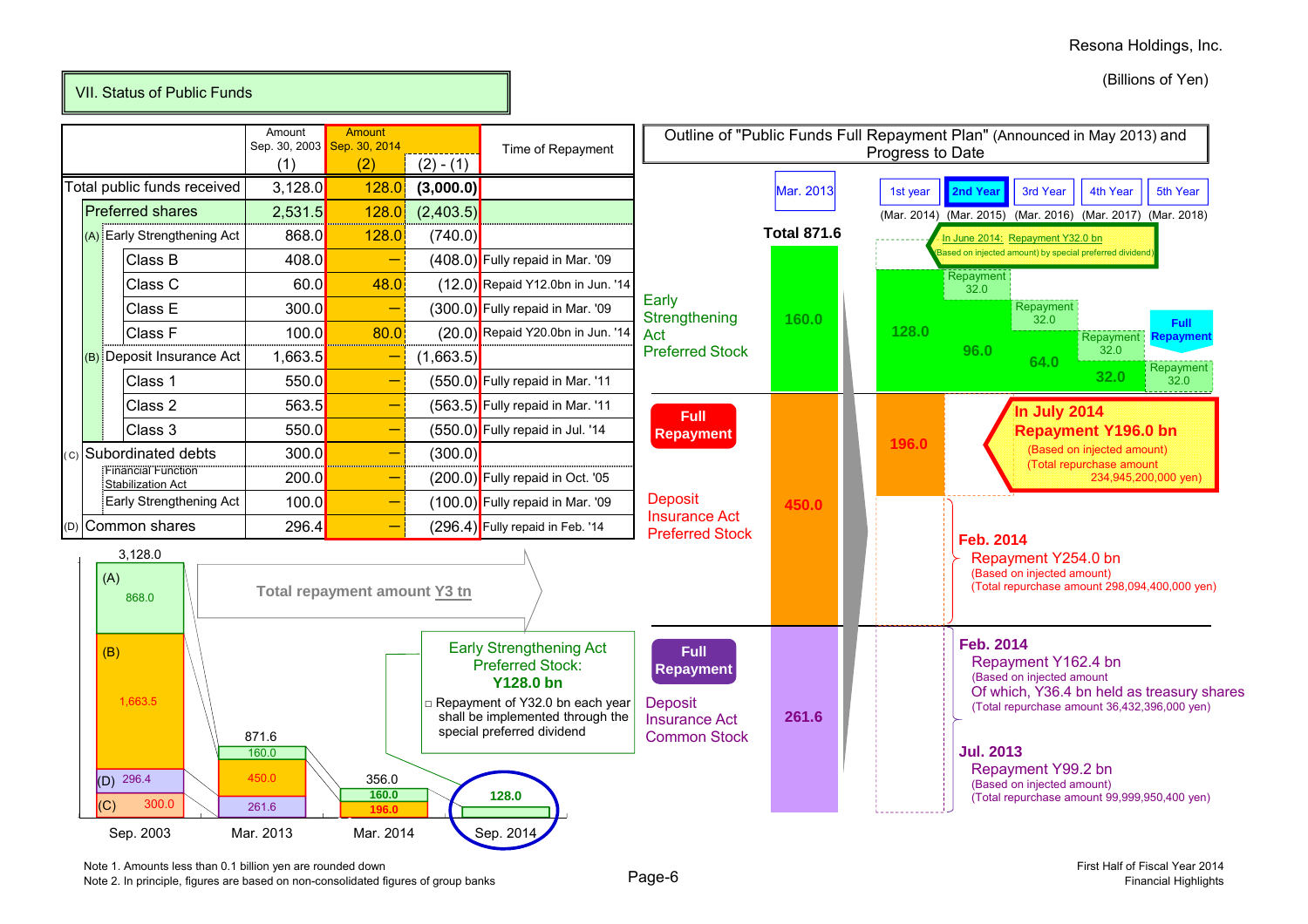(Billions of Yen)

## VII. Status of Public Funds

| | | Amount Sep. 30, 2003 (1) | Amount Sep. 30, 2014 (2) | (2) - (1) | Time of Repayment |
|---|---|---|---|---|---|
| Total public funds received | | 3,128.0 | 128.0 | (3,000.0) | |
| Preferred shares | | 2,531.5 | 128.0 | (2,403.5) | |
| (A) Early Strengthening Act | | 868.0 | 128.0 | (740.0) | |
| | Class B | 408.0 | – | (408.0) | Fully repaid in Mar. '09 |
| | Class C | 60.0 | 48.0 | (12.0) | Repaid Y12.0bn in Jun. '14 |
| | Class E | 300.0 | – | (300.0) | Fully repaid in Mar. '09 |
| | Class F | 100.0 | 80.0 | (20.0) | Repaid Y20.0bn in Jun. '14 |
| (B) Deposit Insurance Act | | 1,663.5 | – | (1,663.5) | |
| | Class 1 | 550.0 | – | (550.0) | Fully repaid in Mar. '11 |
| | Class 2 | 563.5 | – | (563.5) | Fully repaid in Mar. '11 |
| | Class 3 | 550.0 | – | (550.0) | Fully repaid in Jul. '14 |
| (C) Subordinated debts | | 300.0 | – | (300.0) | |
| | Financial Function Stabilization Act | 200.0 | – | (200.0) | Fully repaid in Oct. '05 |
| | Early Strengthening Act | 100.0 | – | (100.0) | Fully repaid in Mar. '09 |
| (D) Common shares | | 296.4 | – | (296.4) | Fully repaid in Feb. '14 |

| | Sep. 2003 | Mar. 2013 | Mar. 2014 | Sep. 2014 |
|---|---|---|---|---|
| Total | 3,128.0 | 871.6 | 356.0 | 128.0 |
| (A) | 868.0 | 160.0 | 160.0 | 128.0 |
| (B) | 1,663.5 | 450.0 | 196.0 | |
| (D) | 296.4 | 261.6 | | |
| (C) | 300.0 | | | |

Total repayment amount Y3 tn

Early Strengthening Act Preferred Stock: **Y128.0 bn**

□ Repayment of Y32.0 bn each year shall be implemented through the special preferred dividend

### Outline of "Public Funds Full Repayment Plan" (Announced in May 2013) and Progress to Date

| | Mar. 2013 | 1st year (Mar. 2014) | 2nd Year (Mar. 2015) | 3rd Year (Mar. 2016) | 4th Year (Mar. 2017) | 5th Year (Mar. 2018) |
|---|---|---|---|---|---|---|
| Early Strengthening Act Preferred Stock | 160.0 | 128.0 | 96.0 (Repayment 32.0) | 64.0 (Repayment 32.0) | 32.0 (Repayment 32.0) | Full Repayment (Repayment 32.0) |
| Deposit Insurance Act Preferred Stock | 450.0 | 196.0 | Full Repayment | | | |
| Deposit Insurance Act Common Stock | 261.6 | Full Repayment | | | | |
| Total | 871.6 | | | | | |

In June 2014: Repayment Y32.0 bn (Based on injected amount) by special preferred dividend)

**In July 2014 Repayment Y196.0 bn**
(Based on injected amount)
(Total repurchase amount 234,945,200,000 yen)

**Feb. 2014**
Repayment Y254.0 bn
(Based on injected amount)
(Total repurchase amount 298,094,400,000 yen)

**Feb. 2014**
Repayment Y162.4 bn
(Based on injected amount
Of which, Y36.4 bn held as treasury shares
(Total repurchase amount 36,432,396,000 yen)

**Jul. 2013**
Repayment Y99.2 bn
(Based on injected amount)
(Total repurchase amount 99,999,950,400 yen)

Note 1. Amounts less than 0.1 billion yen are rounded down
Note 2. In principle, figures are based on non-consolidated figures of group banks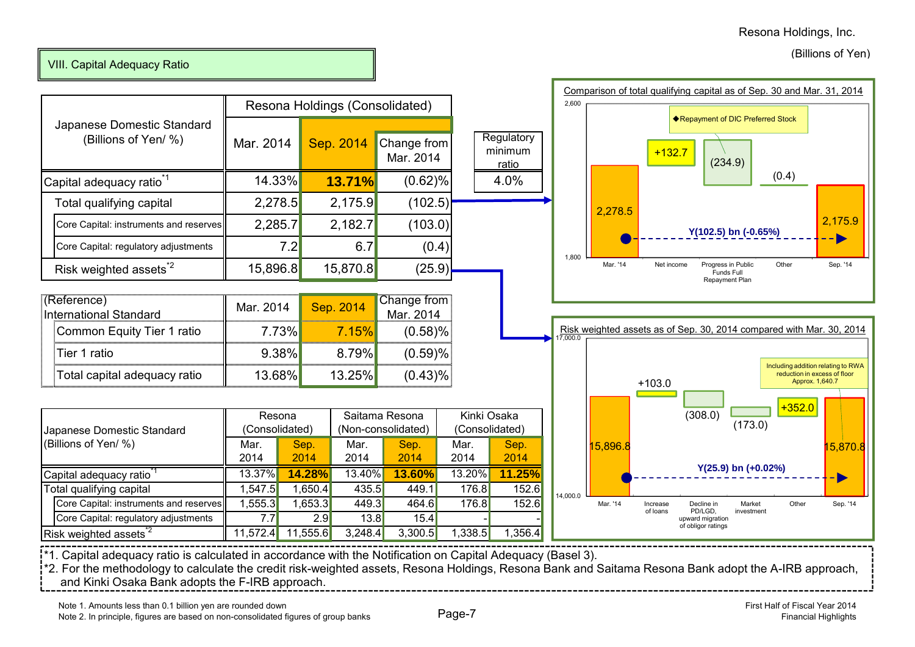Resona Holdings, Inc.

(Billions of Yen)

## VIII. Capital Adequacy Ratio

| Japanese Domestic Standard (Billions of Yen/ %) | Resona Holdings (Consolidated) | | | Regulatory minimum ratio |
|---|---|---|---|---|
| | Mar. 2014 | Sep. 2014 | Change from Mar. 2014 | |
| Capital adequacy ratio[*1] | 14.33% | **13.71%** | (0.62)% | 4.0% |
| Total qualifying capital | 2,278.5 | 2,175.9 | (102.5) | |
| Core Capital: instruments and reserves | 2,285.7 | 2,182.7 | (103.0) | |
| Core Capital: regulatory adjustments | 7.2 | 6.7 | (0.4) | |
| Risk weighted assets[*2] | 15,896.8 | 15,870.8 | (25.9) | |

| (Reference) International Standard | Mar. 2014 | Sep. 2014 | Change from Mar. 2014 |
|---|---|---|---|
| Common Equity Tier 1 ratio | 7.73% | 7.15% | (0.58)% |
| Tier 1 ratio | 9.38% | 8.79% | (0.59)% |
| Total capital adequacy ratio | 13.68% | 13.25% | (0.43)% |

**Comparison of total qualifying capital as of Sep. 30 and Mar. 31, 2014**

| | Mar. '14 | Net income | Progress in Public Funds Full Repayment Plan | Other | Sep. '14 |
|---|---|---|---|---|---|
| Amount | 2,278.5 | +132.7 | (234.9) | (0.4) | 2,175.9 |

◆Repayment of DIC Preferred Stock

Y(102.5) bn (-0.65%)

**Risk weighted assets as of Sep. 30, 2014 compared with Mar. 30, 2014**

| | Mar. '14 | Increase of loans | Decline in PD/LGD, upward migration of obligor ratings | Market investment | Other | Sep. '14 |
|---|---|---|---|---|---|---|
| Amount | 15,896.8 | +103.0 | (308.0) | (173.0) | +352.0 | 15,870.8 |

Including addition relating to RWA reduction in excess of floor Approx. 1,640.7

Y(25.9) bn (+0.02%)

| Japanese Domestic Standard (Billions of Yen/ %) | Resona (Consolidated) | | Saitama Resona (Non-consolidated) | | Kinki Osaka (Consolidated) | |
|---|---|---|---|---|---|---|
| | Mar. 2014 | Sep. 2014 | Mar. 2014 | Sep. 2014 | Mar. 2014 | Sep. 2014 |
| Capital adequacy ratio[*1] | 13.37% | **14.28%** | 13.40% | **13.60%** | 13.20% | **11.25%** |
| Total qualifying capital | 1,547.5 | 1,650.4 | 435.5 | 449.1 | 176.8 | 152.6 |
| Core Capital: instruments and reserves | 1,555.3 | 1,653.3 | 449.3 | 464.6 | 176.8 | 152.6 |
| Core Capital: regulatory adjustments | 7.7 | 2.9 | 13.8 | 15.4 | - | - |
| Risk weighted assets[*2] | 11,572.4 | 11,555.6 | 3,248.4 | 3,300.5 | 1,338.5 | 1,356.4 |

*1. Capital adequacy ratio is calculated in accordance with the Notification on Capital Adequacy (Basel 3).
*2. For the methodology to calculate the credit risk-weighted assets, Resona Holdings, Resona Bank and Saitama Resona Bank adopt the A-IRB approach, and Kinki Osaka Bank adopts the F-IRB approach.

Note 1. Amounts less than 0.1 billion yen are rounded down
Note 2. In principle, figures are based on non-consolidated figures of group banks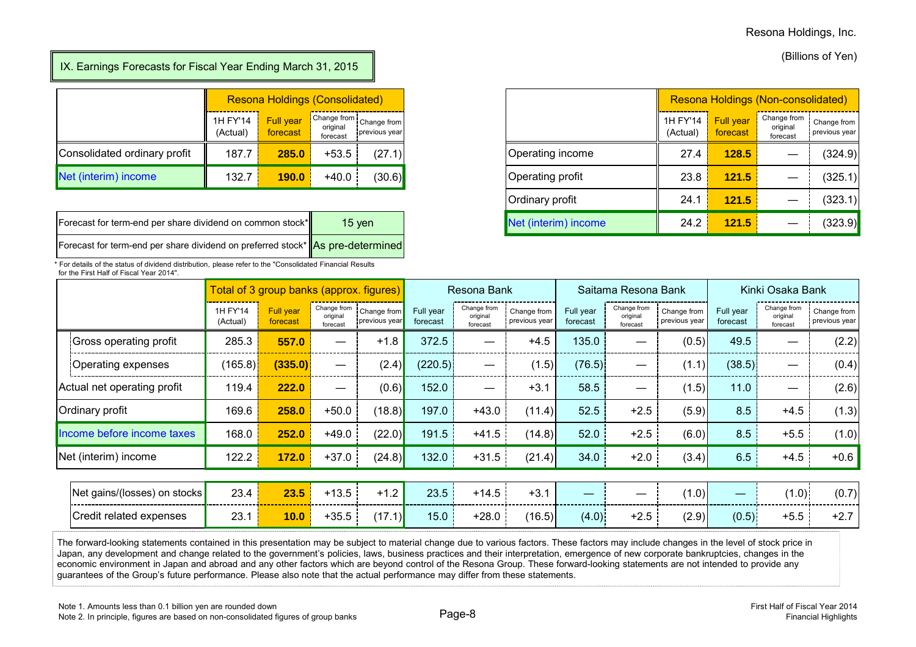Resona Holdings, Inc.

(Billions of Yen)

## IX. Earnings Forecasts for Fiscal Year Ending March 31, 2015

| | Resona Holdings (Consolidated) | | | |
|---|---|---|---|---|
| | 1H FY'14 (Actual) | Full year forecast | Change from original forecast | Change from previous year |
| Consolidated ordinary profit | 187.7 | **285.0** | +53.5 | (27.1) |
| Net (interim) income | 132.7 | **190.0** | +40.0 | (30.6) |

| | Resona Holdings (Non-consolidated) | | | |
|---|---|---|---|---|
| | 1H FY'14 (Actual) | Full year forecast | Change from original forecast | Change from previous year |
| Operating income | 27.4 | **128.5** | — | (324.9) |
| Operating profit | 23.8 | **121.5** | — | (325.1) |
| Ordinary profit | 24.1 | **121.5** | — | (323.1) |
| Net (interim) income | 24.2 | **121.5** | — | (323.9) |

| | |
|---|---|
| Forecast for term-end per share dividend on common stock* | 15 yen |
| Forecast for term-end per share dividend on preferred stock* | As pre-determined |

\* For details of the status of dividend distribution, please refer to the "Consolidated Financial Results for the First Half of Fiscal Year 2014".

| | Total of 3 group banks (approx. figures) | | | | Resona Bank | | | Saitama Resona Bank | | | Kinki Osaka Bank | | |
|---|---|---|---|---|---|---|---|---|---|---|---|---|---|
| | 1H FY'14 (Actual) | Full year forecast | Change from original forecast | Change from previous year | Full year forecast | Change from original forecast | Change from previous year | Full year forecast | Change from original forecast | Change from previous year | Full year forecast | Change from original forecast | Change from previous year |
| Gross operating profit | 285.3 | **557.0** | — | +1.8 | 372.5 | — | +4.5 | 135.0 | — | (0.5) | 49.5 | — | (2.2) |
| Operating expenses | (165.8) | **(335.0)** | — | (2.4) | (220.5) | — | (1.5) | (76.5) | — | (1.1) | (38.5) | — | (0.4) |
| Actual net operating profit | 119.4 | **222.0** | — | (0.6) | 152.0 | — | +3.1 | 58.5 | — | (1.5) | 11.0 | — | (2.6) |
| Ordinary profit | 169.6 | **258.0** | +50.0 | (18.8) | 197.0 | +43.0 | (11.4) | 52.5 | +2.5 | (5.9) | 8.5 | +4.5 | (1.3) |
| Income before income taxes | 168.0 | **252.0** | +49.0 | (22.0) | 191.5 | +41.5 | (14.8) | 52.0 | +2.5 | (6.0) | 8.5 | +5.5 | (1.0) |
| Net (interim) income | 122.2 | **172.0** | +37.0 | (24.8) | 132.0 | +31.5 | (21.4) | 34.0 | +2.0 | (3.4) | 6.5 | +4.5 | +0.6 |
| Net gains/(losses) on stocks | 23.4 | **23.5** | +13.5 | +1.2 | 23.5 | +14.5 | +3.1 | — | — | (1.0) | — | (1.0) | (0.7) |
| Credit related expenses | 23.1 | **10.0** | +35.5 | (17.1) | 15.0 | +28.0 | (16.5) | (4.0) | +2.5 | (2.9) | (0.5) | +5.5 | +2.7 |

The forward-looking statements contained in this presentation may be subject to material change due to various factors. These factors may include changes in the level of stock price in Japan, any development and change related to the government's policies, laws, business practices and their interpretation, emergence of new corporate bankruptcies, changes in the economic environment in Japan and abroad and any other factors which are beyond control of the Resona Group. These forward-looking statements are not intended to provide any guarantees of the Group's future performance. Please also note that the actual performance may differ from these statements.

Note 1. Amounts less than 0.1 billion yen are rounded down
Note 2. In principle, figures are based on non-consolidated figures of group banks

First Half of Fiscal Year 2014
Financial Highlights